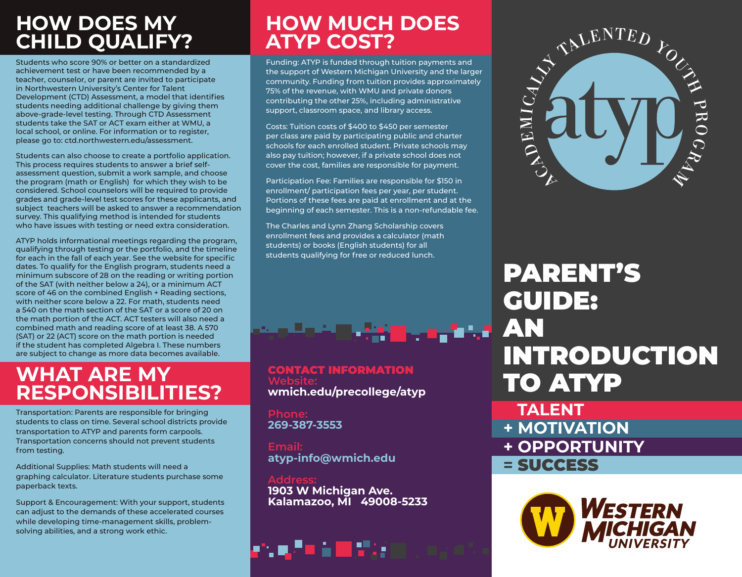## HOW DOES MY CHILD QUALIFY?

Students who score 90% or better on a standardized achievement test or have been recommended by a teacher, counselor, or parent are invited to participate in Northwestern University's Center for Talent Development (CTD) Assessment, a model that identifies students needing additional challenge by giving them above-grade-level testing. Through CTD Assessment students take the SAT or ACT exam either at WMU, a local school, or online. For information or to register, please go to: ctd.northwestern.edu/assessment.

Students can also choose to create a portfolio application. This process requires students to answer a brief self-assessment question, submit a work sample, and choose the program (math or English) for which they wish to be considered. School counselors will be required to provide grades and grade-level test scores for these applicants, and subject teachers will be asked to answer a recommendation survey. This qualifying method is intended for students who have issues with testing or need extra consideration.

ATYP holds informational meetings regarding the program, qualifying through testing or the portfolio, and the timeline for each in the fall of each year. See the website for specific dates. To qualify for the English program, students need a minimum subscore of 28 on the reading or writing portion of the SAT (with neither below a 24), or a minimum ACT score of 46 on the combined English + Reading sections, with neither score below a 22. For math, students need a 540 on the math section of the SAT or a score of 20 on the math portion of the ACT. ACT testers will also need a combined math and reading score of at least 38. A 570 (SAT) or 22 (ACT) score on the math portion is needed if the student has completed Algebra I. These numbers are subject to change as more data becomes available.

## WHAT ARE MY RESPONSIBILITIES?

Transportation: Parents are responsible for bringing students to class on time. Several school districts provide transportation to ATYP and parents form carpools. Transportation concerns should not prevent students from testing.

Additional Supplies: Math students will need a graphing calculator. Literature students purchase some paperback texts.

Support & Encouragement: With your support, students can adjust to the demands of these accelerated courses while developing time-management skills, problem-solving abilities, and a strong work ethic.

## HOW MUCH DOES ATYP COST?

Funding: ATYP is funded through tuition payments and the support of Western Michigan University and the larger community. Funding from tuition provides approximately 75% of the revenue, with WMU and private donors contributing the other 25%, including administrative support, classroom space, and library access.

Costs: Tuition costs of $400 to $450 per semester per class are paid by participating public and charter schools for each enrolled student. Private schools may also pay tuition; however, if a private school does not cover the cost, families are responsible for payment.

Participation Fee: Families are responsible for $150 in enrollment/ participation fees per year, per student. Portions of these fees are paid at enrollment and at the beginning of each semester. This is a non-refundable fee.

The Charles and Lynn Zhang Scholarship covers enrollment fees and provides a calculator (math students) or books (English students) for all students qualifying for free or reduced lunch.

### CONTACT INFORMATION

**Website:**
wmich.edu/precollege/atyp

**Phone:**
269-387-3553

**Email:**
atyp-info@wmich.edu

**Address:**
1903 W Michigan Ave.
Kalamazoo, MI 49008-5233

ACADEMICALLY TALENTED YOUTH PROGRAM

atyp

# PARENT'S GUIDE: AN INTRODUCTION TO ATYP

TALENT
\+ MOTIVATION
\+ OPPORTUNITY
= SUCCESS

Western Michigan University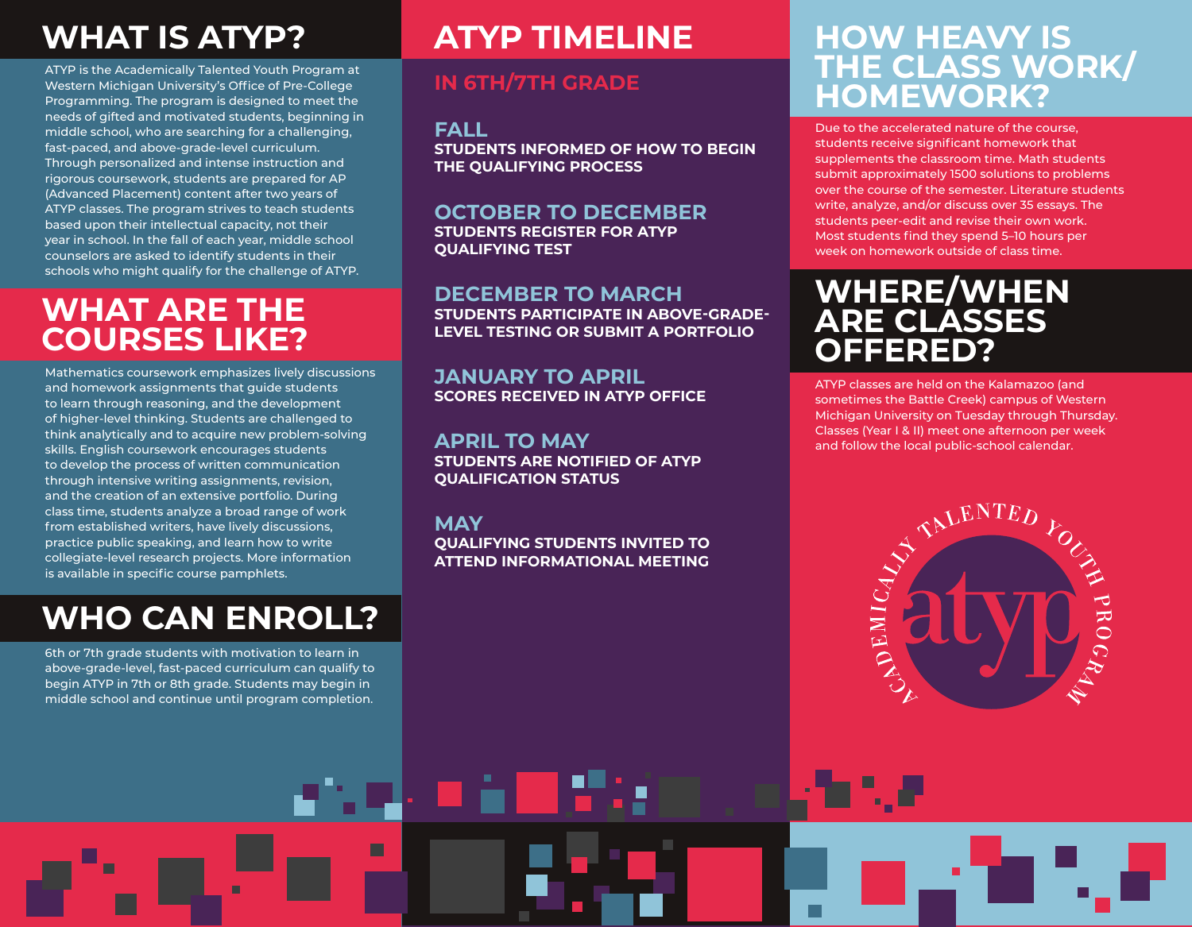# WHAT IS ATYP?

ATYP is the Academically Talented Youth Program at Western Michigan University's Office of Pre-College Programming. The program is designed to meet the needs of gifted and motivated students, beginning in middle school, who are searching for a challenging, fast-paced, and above-grade-level curriculum. Through personalized and intense instruction and rigorous coursework, students are prepared for AP (Advanced Placement) content after two years of ATYP classes. The program strives to teach students based upon their intellectual capacity, not their year in school. In the fall of each year, middle school counselors are asked to identify students in their schools who might qualify for the challenge of ATYP.

# WHAT ARE THE COURSES LIKE?

Mathematics coursework emphasizes lively discussions and homework assignments that guide students to learn through reasoning, and the development of higher-level thinking. Students are challenged to think analytically and to acquire new problem-solving skills. English coursework encourages students to develop the process of written communication through intensive writing assignments, revision, and the creation of an extensive portfolio. During class time, students analyze a broad range of work from established writers, have lively discussions, practice public speaking, and learn how to write collegiate-level research projects. More information is available in specific course pamphlets.

# WHO CAN ENROLL?

6th or 7th grade students with motivation to learn in above-grade-level, fast-paced curriculum can qualify to begin ATYP in 7th or 8th grade. Students may begin in middle school and continue until program completion.

# ATYP TIMELINE

## IN 6TH/7TH GRADE

### FALL
**STUDENTS INFORMED OF HOW TO BEGIN THE QUALIFYING PROCESS**

### OCTOBER TO DECEMBER
**STUDENTS REGISTER FOR ATYP QUALIFYING TEST**

### DECEMBER TO MARCH
**STUDENTS PARTICIPATE IN ABOVE-GRADE-LEVEL TESTING OR SUBMIT A PORTFOLIO**

### JANUARY TO APRIL
**SCORES RECEIVED IN ATYP OFFICE**

### APRIL TO MAY
**STUDENTS ARE NOTIFIED OF ATYP QUALIFICATION STATUS**

### MAY
**QUALIFYING STUDENTS INVITED TO ATTEND INFORMATIONAL MEETING**

# HOW HEAVY IS THE CLASS WORK/ HOMEWORK?

Due to the accelerated nature of the course, students receive significant homework that supplements the classroom time. Math students submit approximately 1500 solutions to problems over the course of the semester. Literature students write, analyze, and/or discuss over 35 essays. The students peer-edit and revise their own work. Most students find they spend 5–10 hours per week on homework outside of class time.

# WHERE/WHEN ARE CLASSES OFFERED?

ATYP classes are held on the Kalamazoo (and sometimes the Battle Creek) campus of Western Michigan University on Tuesday through Thursday. Classes (Year I & II) meet one afternoon per week and follow the local public-school calendar.

ACADEMICALLY TALENTED YOUTH PROGRAM

atyp